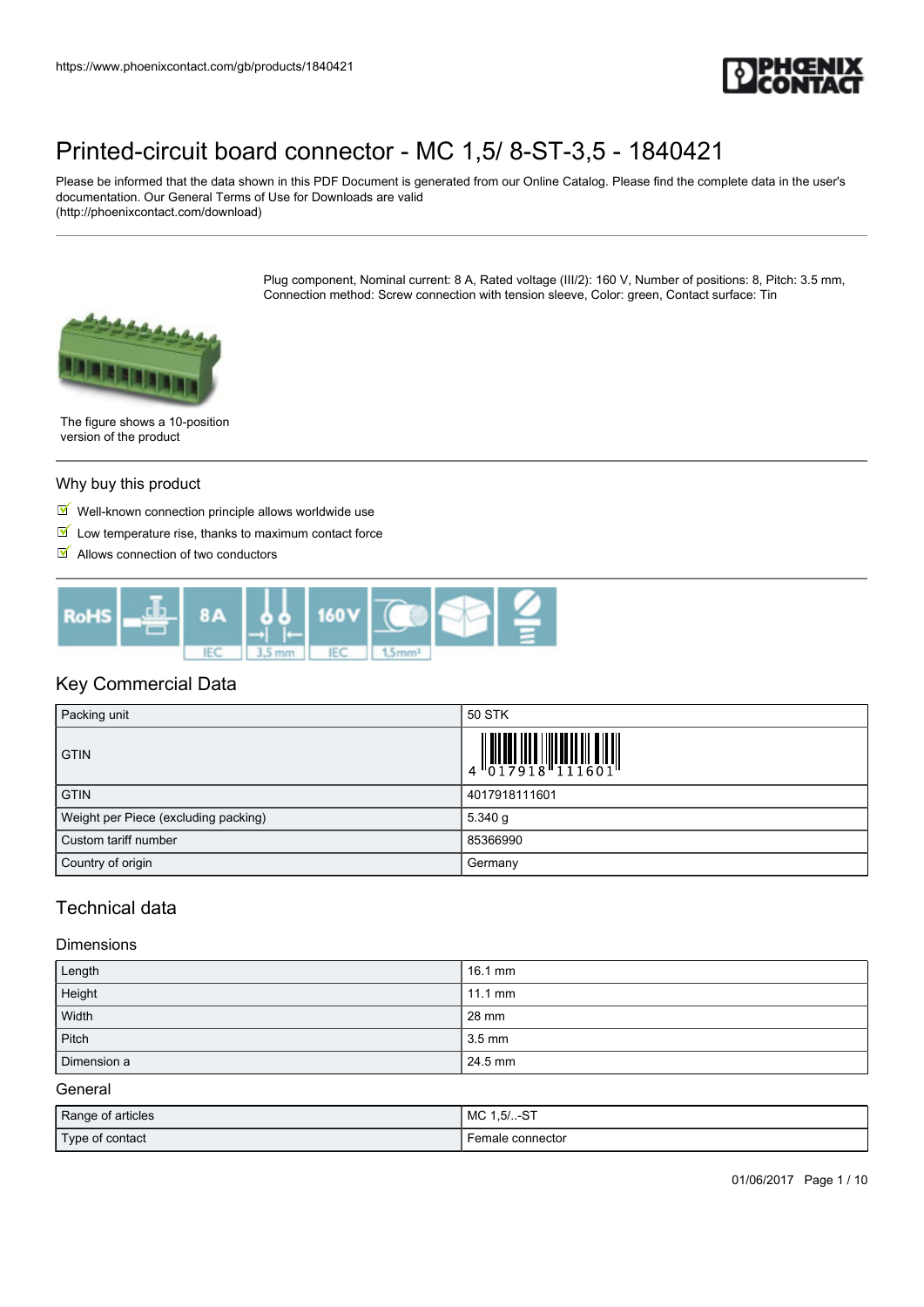# Printed-circuit board connector - MC 1,5/ 8-ST-3,5 - 1840421

Please be informed that the data shown in this PDF Document is generated from our Online Catalog. Please find the complete data in the user's documentation. Our General Terms of Use for Downloads are valid
(http://phoenixcontact.com/download)

Plug component, Nominal current: 8 A, Rated voltage (III/2): 160 V, Number of positions: 8, Pitch: 3.5 mm, Connection method: Screw connection with tension sleeve, Color: green, Contact surface: Tin

The figure shows a 10-position version of the product

## Why buy this product

- Well-known connection principle allows worldwide use
- Low temperature rise, thanks to maximum contact force
- Allows connection of two conductors

## Key Commercial Data

| Packing unit | 50 STK |
| --- | --- |
| GTIN | 4 017918 111601 |
| GTIN | 4017918111601 |
| Weight per Piece (excluding packing) | 5.340 g |
| Custom tariff number | 85366990 |
| Country of origin | Germany |

## Technical data

### Dimensions

| Length | 16.1 mm |
| --- | --- |
| Height | 11.1 mm |
| Width | 28 mm |
| Pitch | 3.5 mm |
| Dimension a | 24.5 mm |

### General

| Range of articles | MC 1,5/..-ST |
| --- | --- |
| Type of contact | Female connector |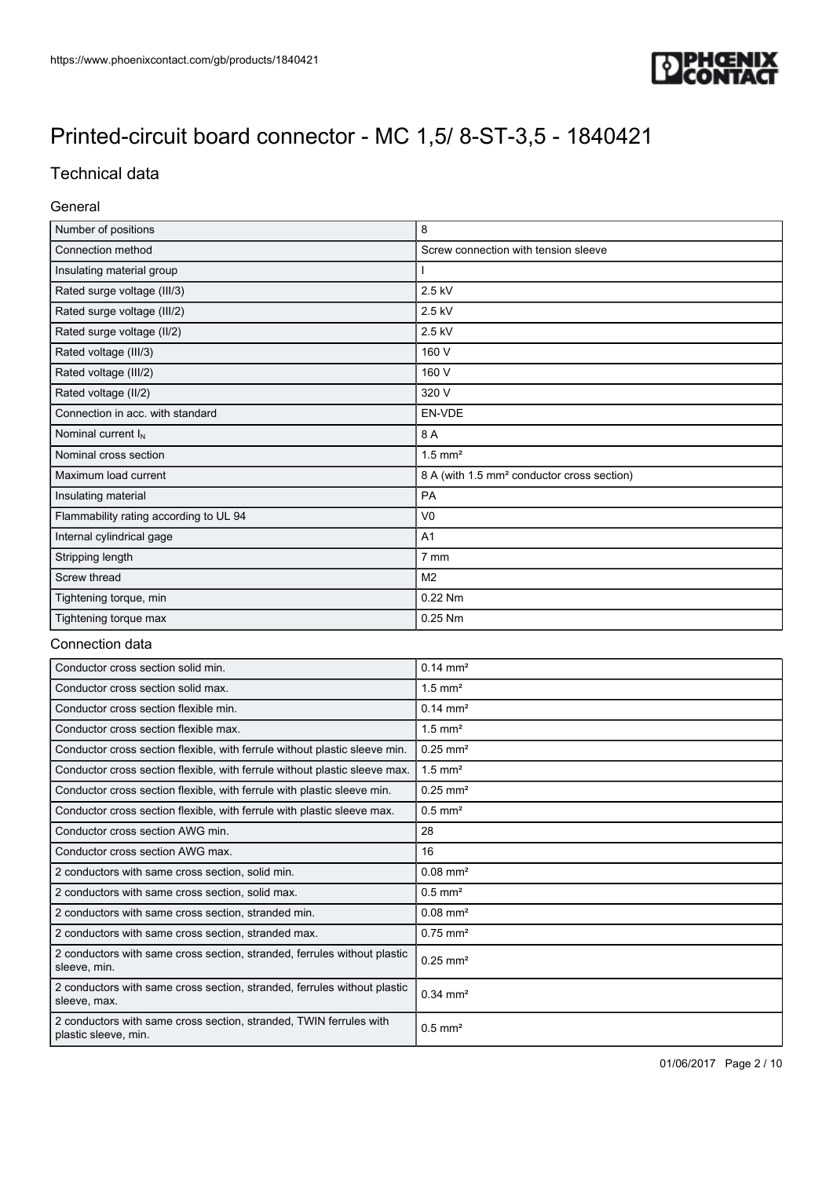# Printed-circuit board connector - MC 1,5/ 8-ST-3,5 - 1840421

## Technical data

### General

| | |
|---|---|
| Number of positions | 8 |
| Connection method | Screw connection with tension sleeve |
| Insulating material group | I |
| Rated surge voltage (III/3) | 2.5 kV |
| Rated surge voltage (III/2) | 2.5 kV |
| Rated surge voltage (II/2) | 2.5 kV |
| Rated voltage (III/3) | 160 V |
| Rated voltage (III/2) | 160 V |
| Rated voltage (II/2) | 320 V |
| Connection in acc. with standard | EN-VDE |
| Nominal current $I_N$ | 8 A |
| Nominal cross section | 1.5 mm² |
| Maximum load current | 8 A (with 1.5 mm² conductor cross section) |
| Insulating material | PA |
| Flammability rating according to UL 94 | V0 |
| Internal cylindrical gage | A1 |
| Stripping length | 7 mm |
| Screw thread | M2 |
| Tightening torque, min | 0.22 Nm |
| Tightening torque max | 0.25 Nm |

### Connection data

| | |
|---|---|
| Conductor cross section solid min. | 0.14 mm² |
| Conductor cross section solid max. | 1.5 mm² |
| Conductor cross section flexible min. | 0.14 mm² |
| Conductor cross section flexible max. | 1.5 mm² |
| Conductor cross section flexible, with ferrule without plastic sleeve min. | 0.25 mm² |
| Conductor cross section flexible, with ferrule without plastic sleeve max. | 1.5 mm² |
| Conductor cross section flexible, with ferrule with plastic sleeve min. | 0.25 mm² |
| Conductor cross section flexible, with ferrule with plastic sleeve max. | 0.5 mm² |
| Conductor cross section AWG min. | 28 |
| Conductor cross section AWG max. | 16 |
| 2 conductors with same cross section, solid min. | 0.08 mm² |
| 2 conductors with same cross section, solid max. | 0.5 mm² |
| 2 conductors with same cross section, stranded min. | 0.08 mm² |
| 2 conductors with same cross section, stranded max. | 0.75 mm² |
| 2 conductors with same cross section, stranded, ferrules without plastic sleeve, min. | 0.25 mm² |
| 2 conductors with same cross section, stranded, ferrules without plastic sleeve, max. | 0.34 mm² |
| 2 conductors with same cross section, stranded, TWIN ferrules with plastic sleeve, min. | 0.5 mm² |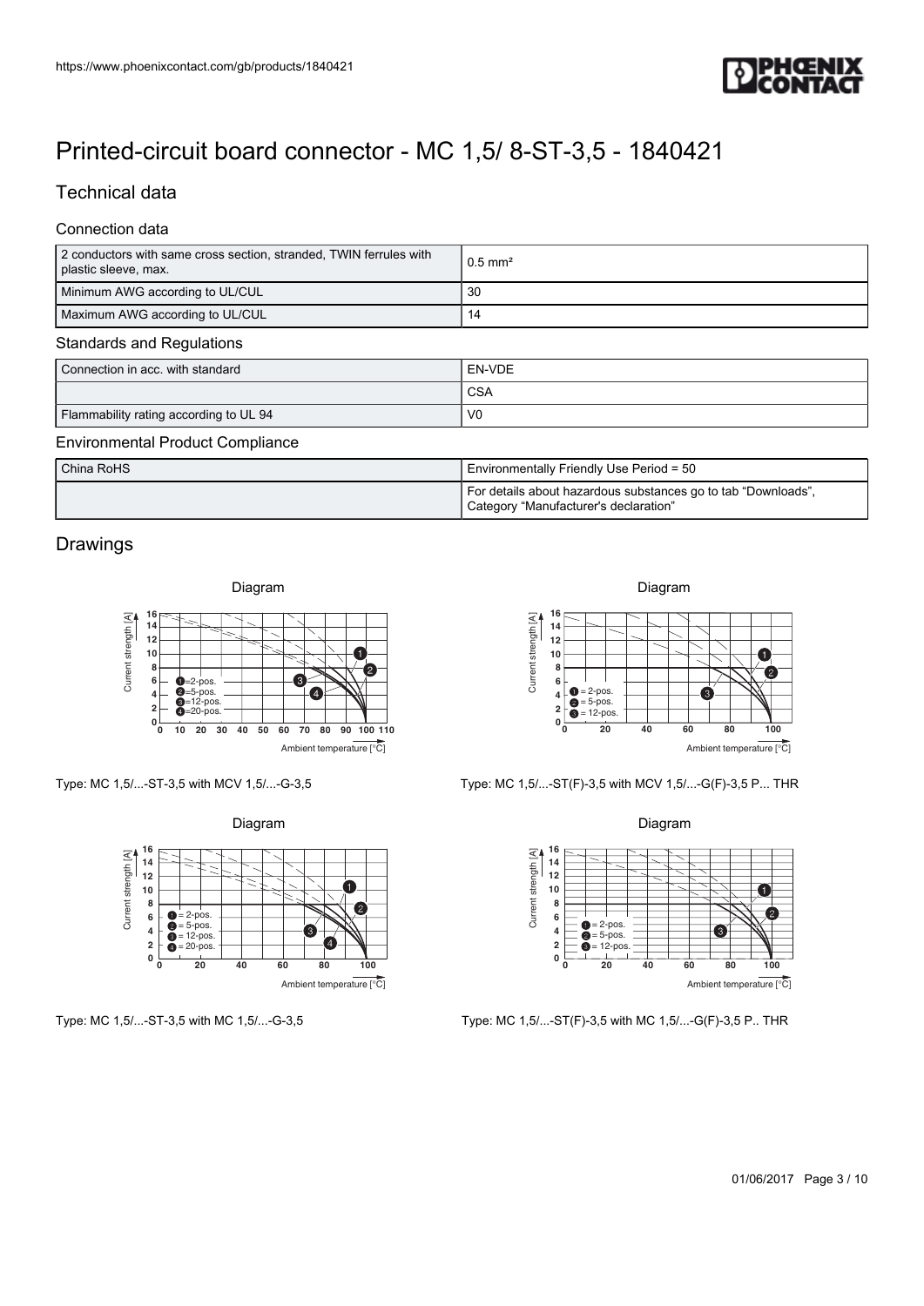# Printed-circuit board connector - MC 1,5/ 8-ST-3,5 - 1840421

## Technical data

### Connection data

| | |
|---|---|
| 2 conductors with same cross section, stranded, TWIN ferrules with plastic sleeve, max. | 0.5 mm² |
| Minimum AWG according to UL/CUL | 30 |
| Maximum AWG according to UL/CUL | 14 |

### Standards and Regulations

| | |
|---|---|
| Connection in acc. with standard | EN-VDE |
| | CSA |
| Flammability rating according to UL 94 | V0 |

### Environmental Product Compliance

| | |
|---|---|
| China RoHS | Environmentally Friendly Use Period = 50 |
| | For details about hazardous substances go to tab “Downloads”, Category “Manufacturer's declaration” |

## Drawings

Diagram

Type: MC 1,5/...-ST-3,5 with MCV 1,5/...-G-3,5

Diagram

Type: MC 1,5/...-ST(F)-3,5 with MCV 1,5/...-G(F)-3,5 P... THR

Diagram

Type: MC 1,5/...-ST-3,5 with MC 1,5/...-G-3,5

Diagram

Type: MC 1,5/...-ST(F)-3,5 with MC 1,5/...-G(F)-3,5 P.. THR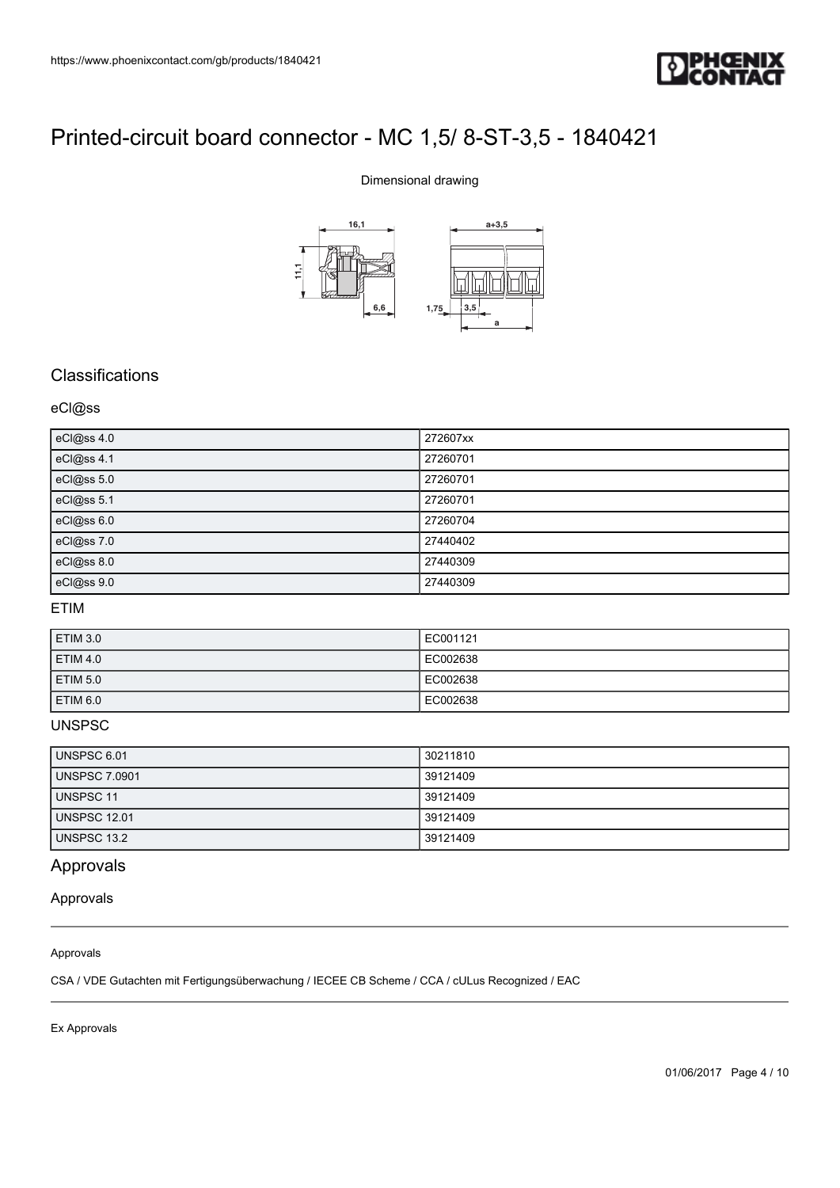# Printed-circuit board connector - MC 1,5/ 8-ST-3,5 - 1840421

Dimensional drawing

16,1

11,1

6,6

a+3,5

1,75

3,5

a

## Classifications

### eCl@ss

| | |
|---|---|
| eCl@ss 4.0 | 272607xx |
| eCl@ss 4.1 | 27260701 |
| eCl@ss 5.0 | 27260701 |
| eCl@ss 5.1 | 27260701 |
| eCl@ss 6.0 | 27260704 |
| eCl@ss 7.0 | 27440402 |
| eCl@ss 8.0 | 27440309 |
| eCl@ss 9.0 | 27440309 |

### ETIM

| | |
|---|---|
| ETIM 3.0 | EC001121 |
| ETIM 4.0 | EC002638 |
| ETIM 5.0 | EC002638 |
| ETIM 6.0 | EC002638 |

### UNSPSC

| | |
|---|---|
| UNSPSC 6.01 | 30211810 |
| UNSPSC 7.0901 | 39121409 |
| UNSPSC 11 | 39121409 |
| UNSPSC 12.01 | 39121409 |
| UNSPSC 13.2 | 39121409 |

## Approvals

### Approvals

Approvals

CSA / VDE Gutachten mit Fertigungsüberwachung / IECEE CB Scheme / CCA / cULus Recognized / EAC

Ex Approvals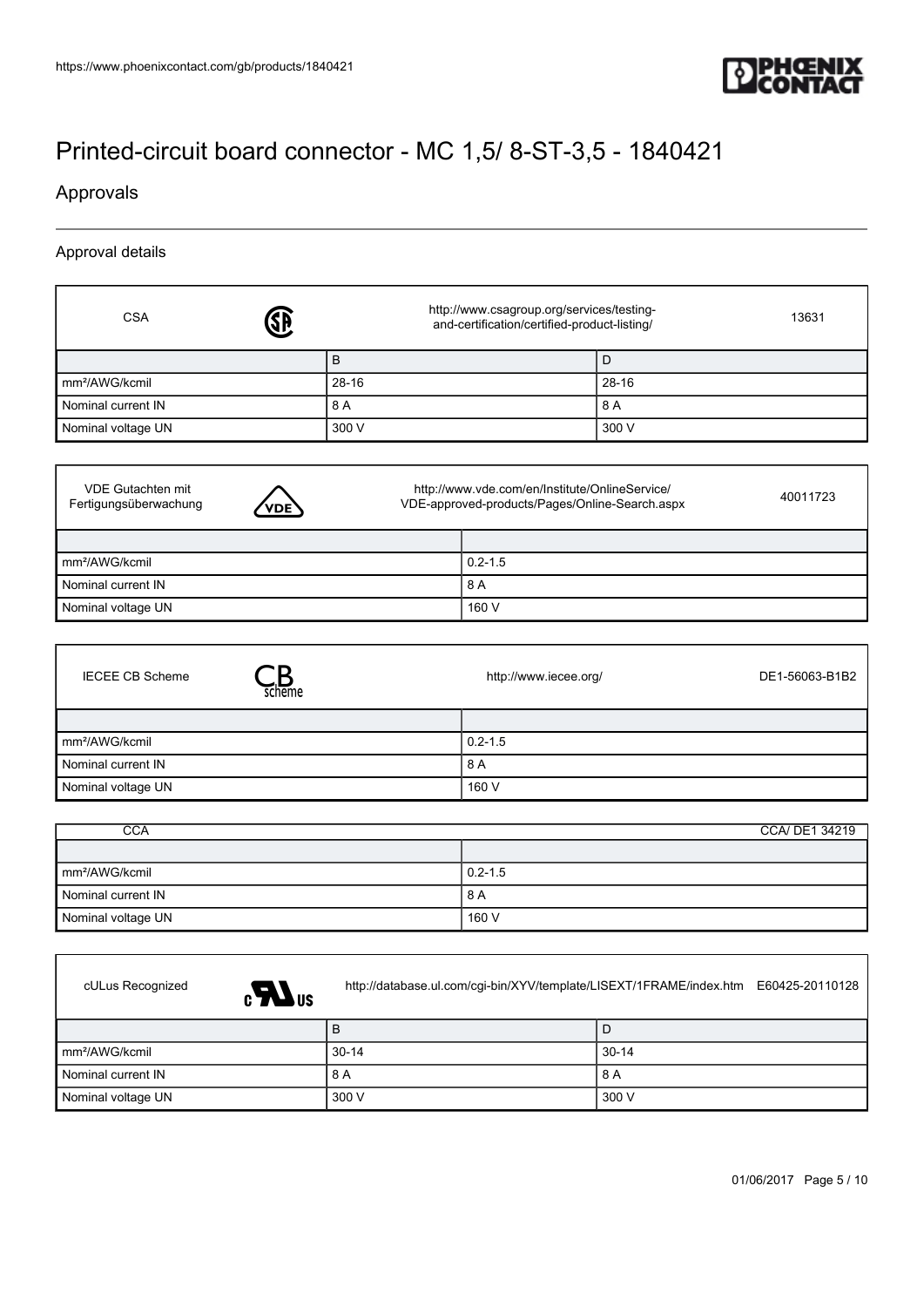# Printed-circuit board connector - MC 1,5/ 8-ST-3,5 - 1840421

## Approvals

### Approval details

| CSA | http://www.csagroup.org/services/testing-and-certification/certified-product-listing/ | 13631 |
|---|---|---|
| | B | D |
| mm²/AWG/kcmil | 28-16 | 28-16 |
| Nominal current IN | 8 A | 8 A |
| Nominal voltage UN | 300 V | 300 V |

| VDE Gutachten mit Fertigungsüberwachung | http://www.vde.com/en/Institute/OnlineService/VDE-approved-products/Pages/Online-Search.aspx 40011723 |
|---|---|
| | |
| mm²/AWG/kcmil | 0.2-1.5 |
| Nominal current IN | 8 A |
| Nominal voltage UN | 160 V |

| IECEE CB Scheme | http://www.iecee.org/ DE1-56063-B1B2 |
|---|---|
| | |
| mm²/AWG/kcmil | 0.2-1.5 |
| Nominal current IN | 8 A |
| Nominal voltage UN | 160 V |

| CCA | CCA/ DE1 34219 |
|---|---|
| | |
| mm²/AWG/kcmil | 0.2-1.5 |
| Nominal current IN | 8 A |
| Nominal voltage UN | 160 V |

| cULus Recognized | http://database.ul.com/cgi-bin/XYV/template/LISEXT/1FRAME/index.htm | E60425-20110128 |
|---|---|---|
| | B | D |
| mm²/AWG/kcmil | 30-14 | 30-14 |
| Nominal current IN | 8 A | 8 A |
| Nominal voltage UN | 300 V | 300 V |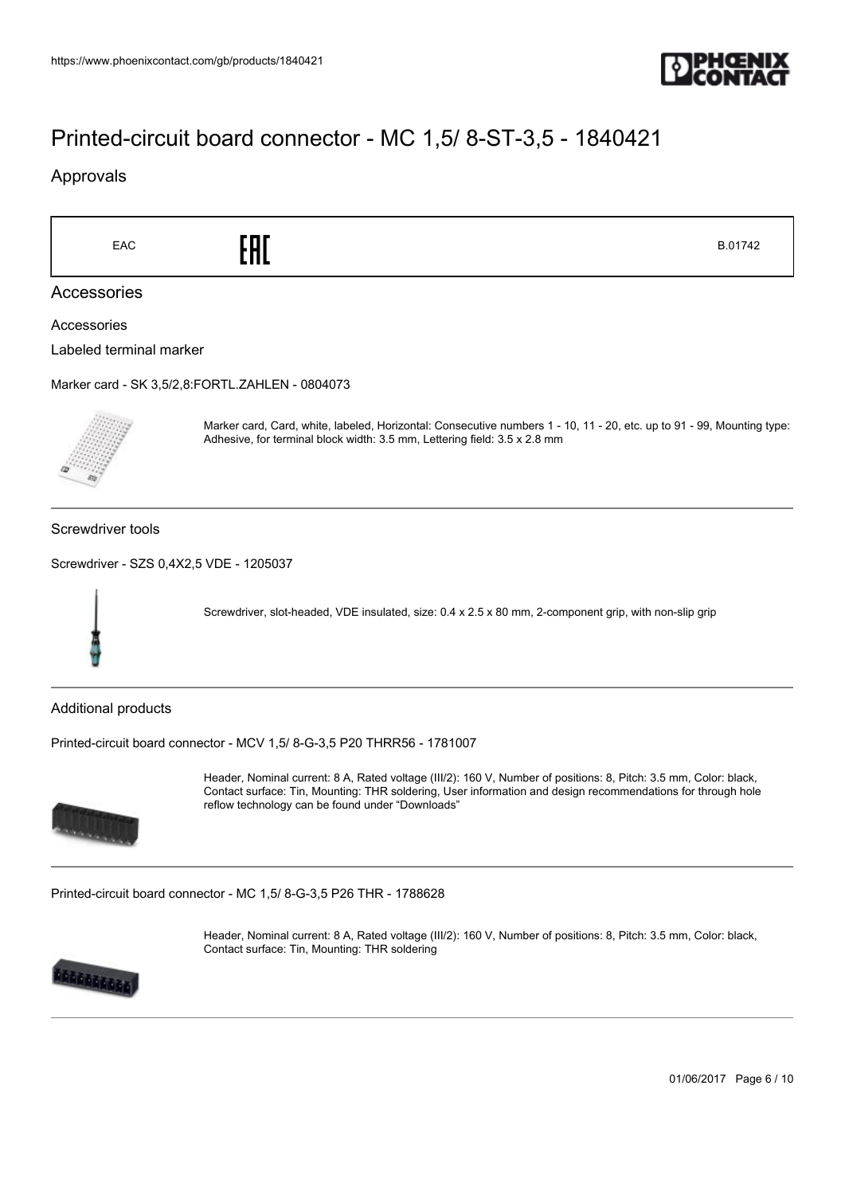# Printed-circuit board connector - MC 1,5/ 8-ST-3,5 - 1840421

## Approvals

| EAC | EAC | B.01742 |
|---|---|---|

## Accessories

Accessories

Labeled terminal marker

Marker card - SK 3,5/2,8:FORTL.ZAHLEN - 0804073

Marker card, Card, white, labeled, Horizontal: Consecutive numbers 1 - 10, 11 - 20, etc. up to 91 - 99, Mounting type: Adhesive, for terminal block width: 3.5 mm, Lettering field: 3.5 x 2.8 mm

Screwdriver tools

Screwdriver - SZS 0,4X2,5 VDE - 1205037

Screwdriver, slot-headed, VDE insulated, size: 0.4 x 2.5 x 80 mm, 2-component grip, with non-slip grip

Additional products

Printed-circuit board connector - MCV 1,5/ 8-G-3,5 P20 THRR56 - 1781007

Header, Nominal current: 8 A, Rated voltage (III/2): 160 V, Number of positions: 8, Pitch: 3.5 mm, Color: black, Contact surface: Tin, Mounting: THR soldering, User information and design recommendations for through hole reflow technology can be found under "Downloads"

Printed-circuit board connector - MC 1,5/ 8-G-3,5 P26 THR - 1788628

Header, Nominal current: 8 A, Rated voltage (III/2): 160 V, Number of positions: 8, Pitch: 3.5 mm, Color: black, Contact surface: Tin, Mounting: THR soldering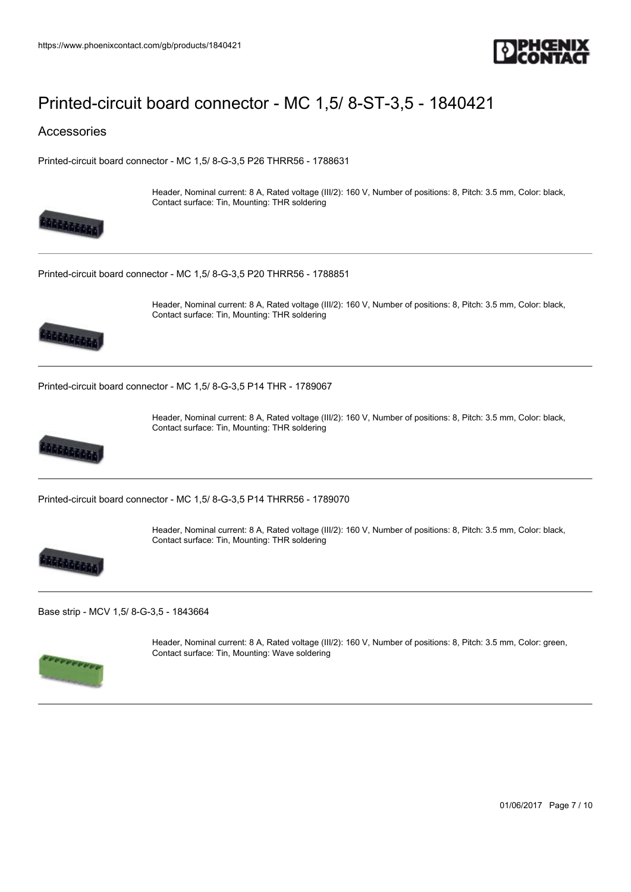# Printed-circuit board connector - MC 1,5/ 8-ST-3,5 - 1840421

## Accessories

Printed-circuit board connector - MC 1,5/ 8-G-3,5 P26 THRR56 - 1788631

Header, Nominal current: 8 A, Rated voltage (III/2): 160 V, Number of positions: 8, Pitch: 3.5 mm, Color: black, Contact surface: Tin, Mounting: THR soldering

---

Printed-circuit board connector - MC 1,5/ 8-G-3,5 P20 THRR56 - 1788851

Header, Nominal current: 8 A, Rated voltage (III/2): 160 V, Number of positions: 8, Pitch: 3.5 mm, Color: black, Contact surface: Tin, Mounting: THR soldering

---

Printed-circuit board connector - MC 1,5/ 8-G-3,5 P14 THR - 1789067

Header, Nominal current: 8 A, Rated voltage (III/2): 160 V, Number of positions: 8, Pitch: 3.5 mm, Color: black, Contact surface: Tin, Mounting: THR soldering

---

Printed-circuit board connector - MC 1,5/ 8-G-3,5 P14 THRR56 - 1789070

Header, Nominal current: 8 A, Rated voltage (III/2): 160 V, Number of positions: 8, Pitch: 3.5 mm, Color: black, Contact surface: Tin, Mounting: THR soldering

---

Base strip - MCV 1,5/ 8-G-3,5 - 1843664

Header, Nominal current: 8 A, Rated voltage (III/2): 160 V, Number of positions: 8, Pitch: 3.5 mm, Color: green, Contact surface: Tin, Mounting: Wave soldering

---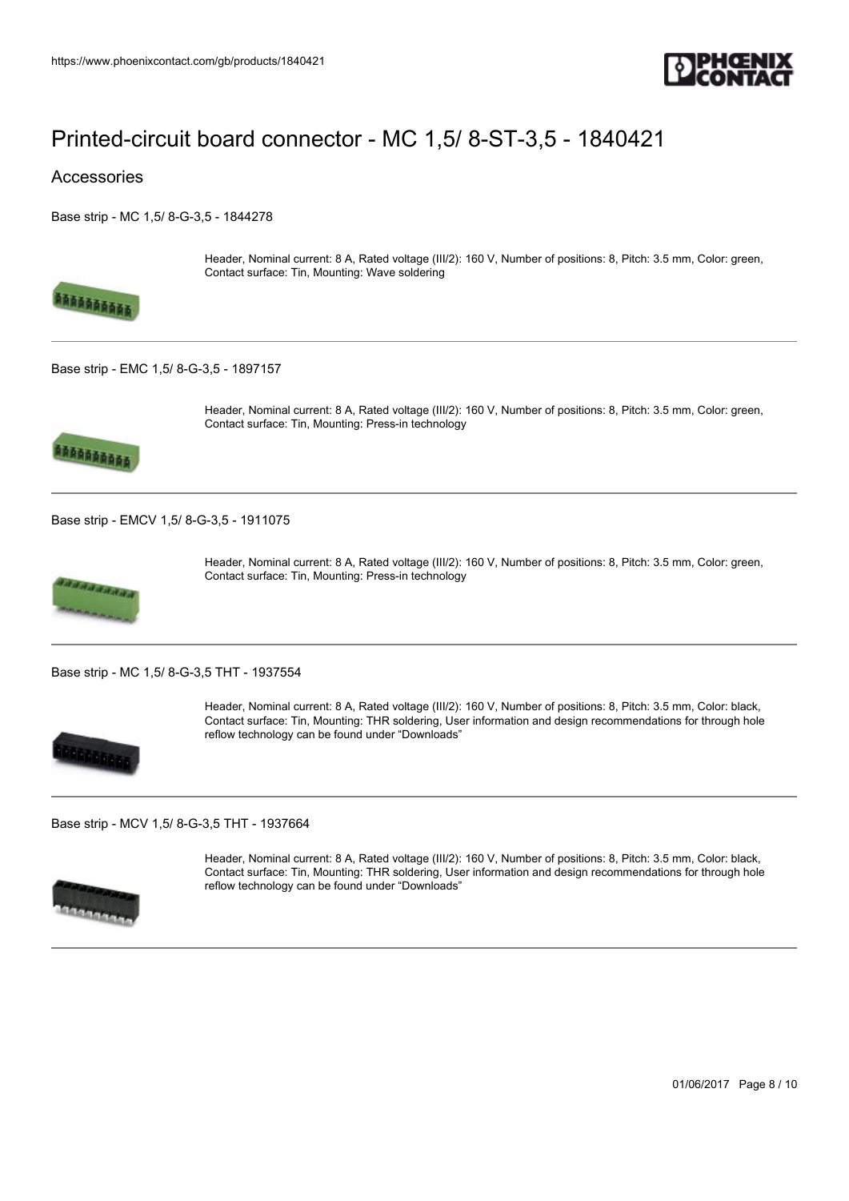# Printed-circuit board connector - MC 1,5/ 8-ST-3,5 - 1840421

## Accessories

Base strip - MC 1,5/ 8-G-3,5 - 1844278

Header, Nominal current: 8 A, Rated voltage (III/2): 160 V, Number of positions: 8, Pitch: 3.5 mm, Color: green, Contact surface: Tin, Mounting: Wave soldering

---

Base strip - EMC 1,5/ 8-G-3,5 - 1897157

Header, Nominal current: 8 A, Rated voltage (III/2): 160 V, Number of positions: 8, Pitch: 3.5 mm, Color: green, Contact surface: Tin, Mounting: Press-in technology

---

Base strip - EMCV 1,5/ 8-G-3,5 - 1911075

Header, Nominal current: 8 A, Rated voltage (III/2): 160 V, Number of positions: 8, Pitch: 3.5 mm, Color: green, Contact surface: Tin, Mounting: Press-in technology

---

Base strip - MC 1,5/ 8-G-3,5 THT - 1937554

Header, Nominal current: 8 A, Rated voltage (III/2): 160 V, Number of positions: 8, Pitch: 3.5 mm, Color: black, Contact surface: Tin, Mounting: THR soldering, User information and design recommendations for through hole reflow technology can be found under “Downloads”

---

Base strip - MCV 1,5/ 8-G-3,5 THT - 1937664

Header, Nominal current: 8 A, Rated voltage (III/2): 160 V, Number of positions: 8, Pitch: 3.5 mm, Color: black, Contact surface: Tin, Mounting: THR soldering, User information and design recommendations for through hole reflow technology can be found under “Downloads”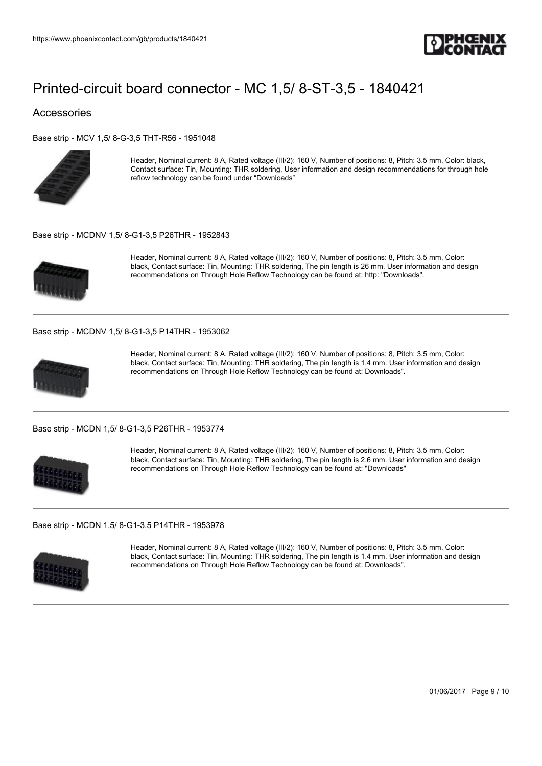# Printed-circuit board connector - MC 1,5/ 8-ST-3,5 - 1840421

## Accessories

Base strip - MCV 1,5/ 8-G-3,5 THT-R56 - 1951048

Header, Nominal current: 8 A, Rated voltage (III/2): 160 V, Number of positions: 8, Pitch: 3.5 mm, Color: black, Contact surface: Tin, Mounting: THR soldering, User information and design recommendations for through hole reflow technology can be found under "Downloads"

---

Base strip - MCDNV 1,5/ 8-G1-3,5 P26THR - 1952843

Header, Nominal current: 8 A, Rated voltage (III/2): 160 V, Number of positions: 8, Pitch: 3.5 mm, Color: black, Contact surface: Tin, Mounting: THR soldering, The pin length is 26 mm. User information and design recommendations on Through Hole Reflow Technology can be found at: http: "Downloads".

---

Base strip - MCDNV 1,5/ 8-G1-3,5 P14THR - 1953062

Header, Nominal current: 8 A, Rated voltage (III/2): 160 V, Number of positions: 8, Pitch: 3.5 mm, Color: black, Contact surface: Tin, Mounting: THR soldering, The pin length is 1.4 mm. User information and design recommendations on Through Hole Reflow Technology can be found at: Downloads".

---

Base strip - MCDN 1,5/ 8-G1-3,5 P26THR - 1953774

Header, Nominal current: 8 A, Rated voltage (III/2): 160 V, Number of positions: 8, Pitch: 3.5 mm, Color: black, Contact surface: Tin, Mounting: THR soldering, The pin length is 2.6 mm. User information and design recommendations on Through Hole Reflow Technology can be found at: "Downloads"

---

Base strip - MCDN 1,5/ 8-G1-3,5 P14THR - 1953978

Header, Nominal current: 8 A, Rated voltage (III/2): 160 V, Number of positions: 8, Pitch: 3.5 mm, Color: black, Contact surface: Tin, Mounting: THR soldering, The pin length is 1.4 mm. User information and design recommendations on Through Hole Reflow Technology can be found at: Downloads".

---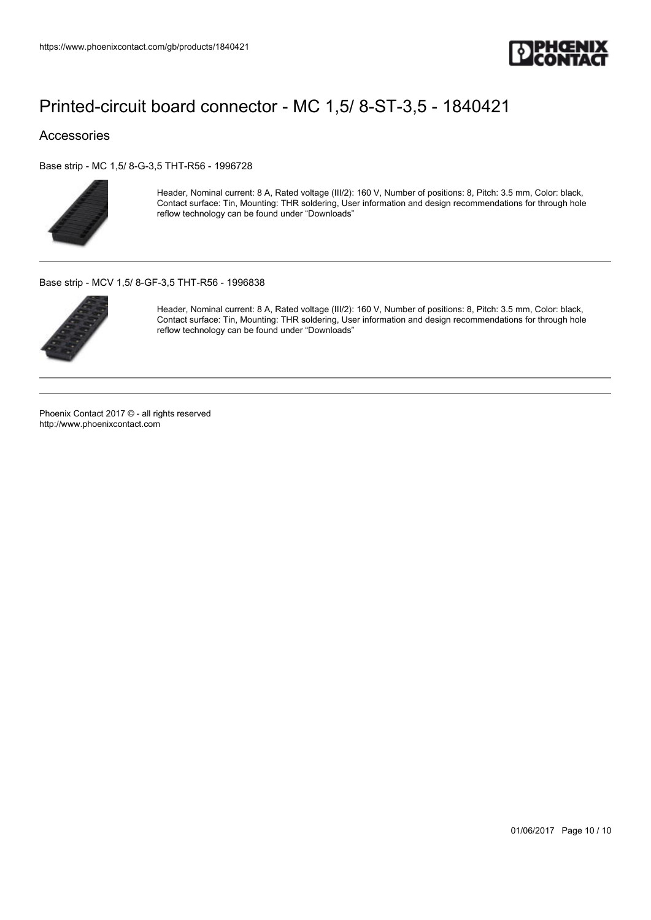# Printed-circuit board connector - MC 1,5/ 8-ST-3,5 - 1840421

## Accessories

Base strip - MC 1,5/ 8-G-3,5 THT-R56 - 1996728

Header, Nominal current: 8 A, Rated voltage (III/2): 160 V, Number of positions: 8, Pitch: 3.5 mm, Color: black, Contact surface: Tin, Mounting: THR soldering, User information and design recommendations for through hole reflow technology can be found under “Downloads”

Base strip - MCV 1,5/ 8-GF-3,5 THT-R56 - 1996838

Header, Nominal current: 8 A, Rated voltage (III/2): 160 V, Number of positions: 8, Pitch: 3.5 mm, Color: black, Contact surface: Tin, Mounting: THR soldering, User information and design recommendations for through hole reflow technology can be found under “Downloads”

Phoenix Contact 2017 © - all rights reserved
http://www.phoenixcontact.com